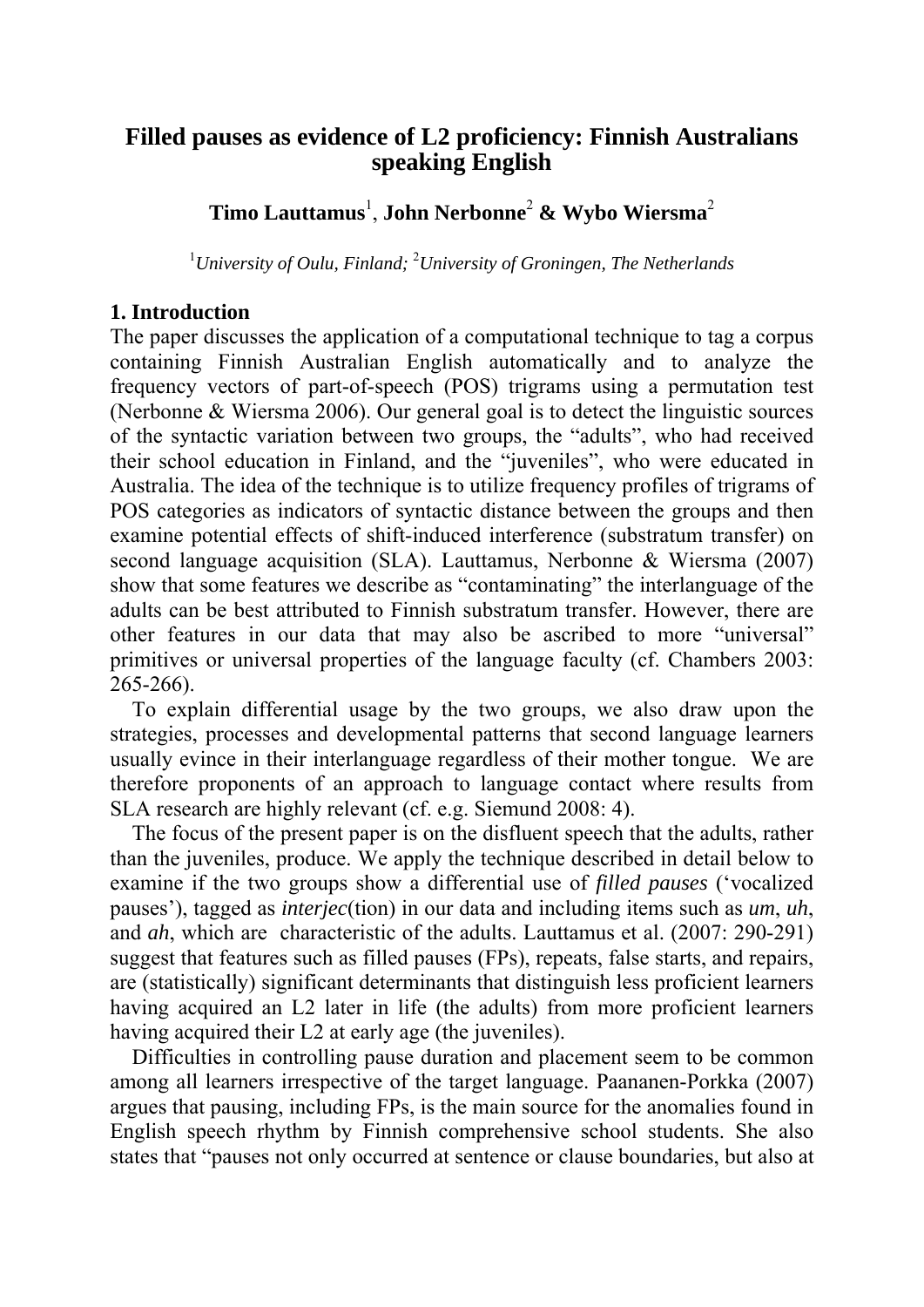# Filled pauses as evidence of L2 proficiency: Finnish Australians speaking English

**Timo Lauttamus**[1], **John Nerbonne**[2] **& Wybo Wiersma**[2]

[1]*University of Oulu, Finland;* [2]*University of Groningen, The Netherlands*

## 1. Introduction

The paper discusses the application of a computational technique to tag a corpus containing Finnish Australian English automatically and to analyze the frequency vectors of part-of-speech (POS) trigrams using a permutation test (Nerbonne & Wiersma 2006). Our general goal is to detect the linguistic sources of the syntactic variation between two groups, the "adults", who had received their school education in Finland, and the "juveniles", who were educated in Australia. The idea of the technique is to utilize frequency profiles of trigrams of POS categories as indicators of syntactic distance between the groups and then examine potential effects of shift-induced interference (substratum transfer) on second language acquisition (SLA). Lauttamus, Nerbonne & Wiersma (2007) show that some features we describe as "contaminating" the interlanguage of the adults can be best attributed to Finnish substratum transfer. However, there are other features in our data that may also be ascribed to more "universal" primitives or universal properties of the language faculty (cf. Chambers 2003: 265-266).

To explain differential usage by the two groups, we also draw upon the strategies, processes and developmental patterns that second language learners usually evince in their interlanguage regardless of their mother tongue. We are therefore proponents of an approach to language contact where results from SLA research are highly relevant (cf. e.g. Siemund 2008: 4).

The focus of the present paper is on the disfluent speech that the adults, rather than the juveniles, produce. We apply the technique described in detail below to examine if the two groups show a differential use of *filled pauses* ('vocalized pauses'), tagged as *interjec*(tion) in our data and including items such as *um*, *uh*, and *ah*, which are characteristic of the adults. Lauttamus et al. (2007: 290-291) suggest that features such as filled pauses (FPs), repeats, false starts, and repairs, are (statistically) significant determinants that distinguish less proficient learners having acquired an L2 later in life (the adults) from more proficient learners having acquired their L2 at early age (the juveniles).

Difficulties in controlling pause duration and placement seem to be common among all learners irrespective of the target language. Paananen-Porkka (2007) argues that pausing, including FPs, is the main source for the anomalies found in English speech rhythm by Finnish comprehensive school students. She also states that "pauses not only occurred at sentence or clause boundaries, but also at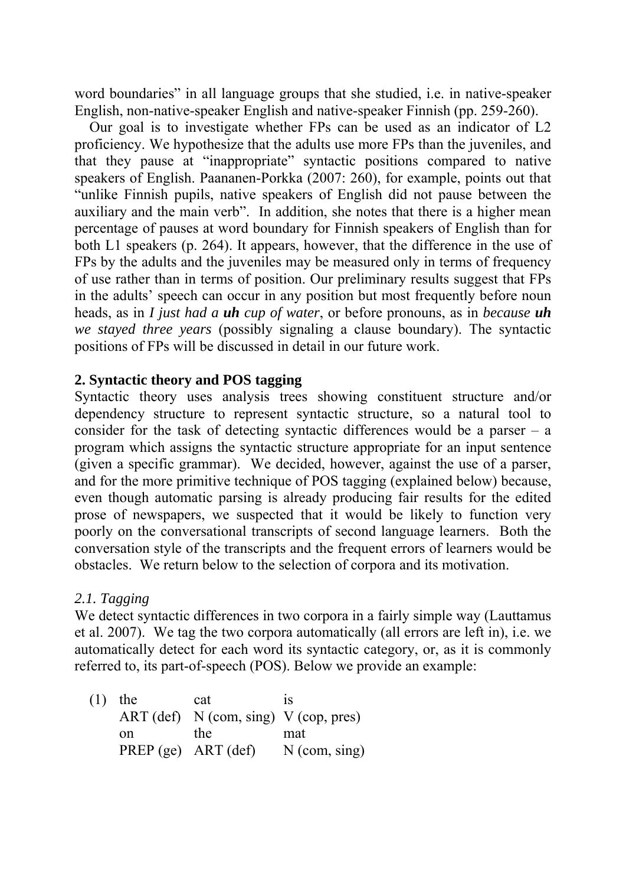word boundaries" in all language groups that she studied, i.e. in native-speaker English, non-native-speaker English and native-speaker Finnish (pp. 259-260).

Our goal is to investigate whether FPs can be used as an indicator of L2 proficiency. We hypothesize that the adults use more FPs than the juveniles, and that they pause at "inappropriate" syntactic positions compared to native speakers of English. Paananen-Porkka (2007: 260), for example, points out that "unlike Finnish pupils, native speakers of English did not pause between the auxiliary and the main verb". In addition, she notes that there is a higher mean percentage of pauses at word boundary for Finnish speakers of English than for both L1 speakers (p. 264). It appears, however, that the difference in the use of FPs by the adults and the juveniles may be measured only in terms of frequency of use rather than in terms of position. Our preliminary results suggest that FPs in the adults' speech can occur in any position but most frequently before noun heads, as in *I just had a **uh** cup of water*, or before pronouns, as in *because **uh** we stayed three years* (possibly signaling a clause boundary). The syntactic positions of FPs will be discussed in detail in our future work.

## 2. Syntactic theory and POS tagging

Syntactic theory uses analysis trees showing constituent structure and/or dependency structure to represent syntactic structure, so a natural tool to consider for the task of detecting syntactic differences would be a parser – a program which assigns the syntactic structure appropriate for an input sentence (given a specific grammar). We decided, however, against the use of a parser, and for the more primitive technique of POS tagging (explained below) because, even though automatic parsing is already producing fair results for the edited prose of newspapers, we suspected that it would be likely to function very poorly on the conversational transcripts of second language learners. Both the conversation style of the transcripts and the frequent errors of learners would be obstacles. We return below to the selection of corpora and its motivation.

### *2.1. Tagging*

We detect syntactic differences in two corpora in a fairly simple way (Lauttamus et al. 2007). We tag the two corpora automatically (all errors are left in), i.e. we automatically detect for each word its syntactic category, or, as it is commonly referred to, its part-of-speech (POS). Below we provide an example:

(1)

| the | cat | is |
|---|---|---|
| ART (def) | N (com, sing) | V (cop, pres) |
| on | the | mat |
| PREP (ge) | ART (def) | N (com, sing) |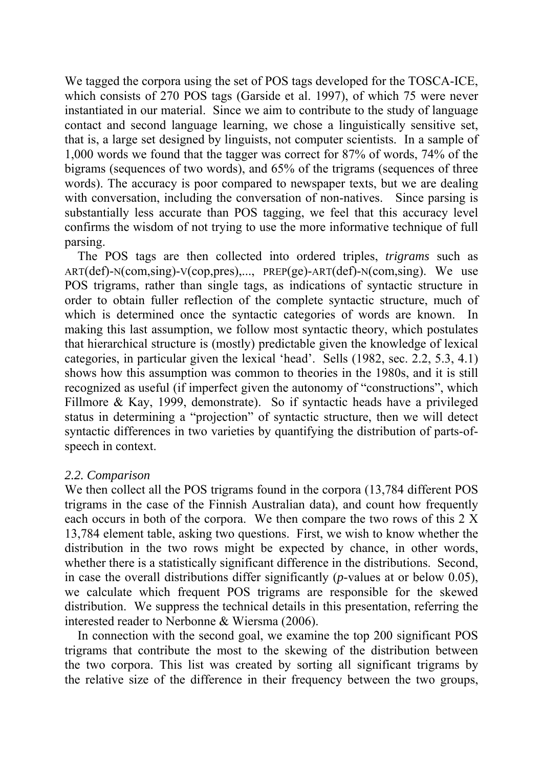We tagged the corpora using the set of POS tags developed for the TOSCA-ICE, which consists of 270 POS tags (Garside et al. 1997), of which 75 were never instantiated in our material. Since we aim to contribute to the study of language contact and second language learning, we chose a linguistically sensitive set, that is, a large set designed by linguists, not computer scientists. In a sample of 1,000 words we found that the tagger was correct for 87% of words, 74% of the bigrams (sequences of two words), and 65% of the trigrams (sequences of three words). The accuracy is poor compared to newspaper texts, but we are dealing with conversation, including the conversation of non-natives. Since parsing is substantially less accurate than POS tagging, we feel that this accuracy level confirms the wisdom of not trying to use the more informative technique of full parsing.

The POS tags are then collected into ordered triples, *trigrams* such as ART(def)-N(com,sing)-V(cop,pres),..., PREP(ge)-ART(def)-N(com,sing). We use POS trigrams, rather than single tags, as indications of syntactic structure in order to obtain fuller reflection of the complete syntactic structure, much of which is determined once the syntactic categories of words are known. In making this last assumption, we follow most syntactic theory, which postulates that hierarchical structure is (mostly) predictable given the knowledge of lexical categories, in particular given the lexical 'head'. Sells (1982, sec. 2.2, 5.3, 4.1) shows how this assumption was common to theories in the 1980s, and it is still recognized as useful (if imperfect given the autonomy of "constructions", which Fillmore & Kay, 1999, demonstrate). So if syntactic heads have a privileged status in determining a "projection" of syntactic structure, then we will detect syntactic differences in two varieties by quantifying the distribution of parts-of-speech in context.

### *2.2. Comparison*

We then collect all the POS trigrams found in the corpora (13,784 different POS trigrams in the case of the Finnish Australian data), and count how frequently each occurs in both of the corpora. We then compare the two rows of this 2 X 13,784 element table, asking two questions. First, we wish to know whether the distribution in the two rows might be expected by chance, in other words, whether there is a statistically significant difference in the distributions. Second, in case the overall distributions differ significantly (*p*-values at or below 0.05), we calculate which frequent POS trigrams are responsible for the skewed distribution. We suppress the technical details in this presentation, referring the interested reader to Nerbonne & Wiersma (2006).

In connection with the second goal, we examine the top 200 significant POS trigrams that contribute the most to the skewing of the distribution between the two corpora. This list was created by sorting all significant trigrams by the relative size of the difference in their frequency between the two groups,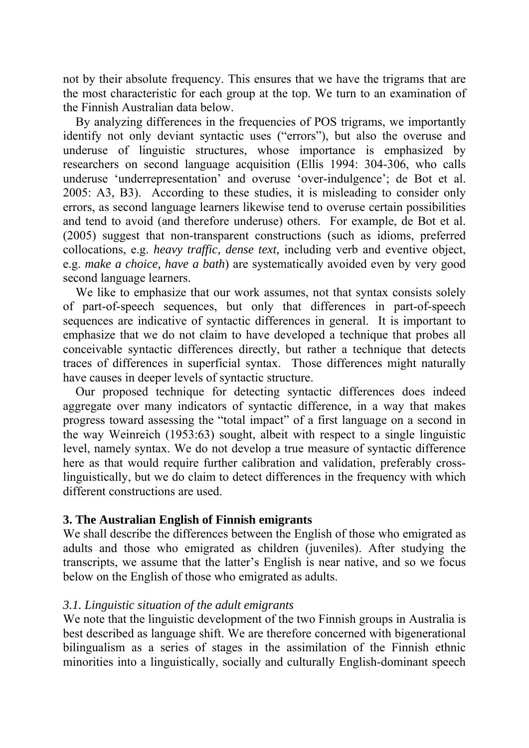not by their absolute frequency. This ensures that we have the trigrams that are the most characteristic for each group at the top. We turn to an examination of the Finnish Australian data below.

By analyzing differences in the frequencies of POS trigrams, we importantly identify not only deviant syntactic uses ("errors"), but also the overuse and underuse of linguistic structures, whose importance is emphasized by researchers on second language acquisition (Ellis 1994: 304-306, who calls underuse 'underrepresentation' and overuse 'over-indulgence'; de Bot et al. 2005: A3, B3). According to these studies, it is misleading to consider only errors, as second language learners likewise tend to overuse certain possibilities and tend to avoid (and therefore underuse) others. For example, de Bot et al. (2005) suggest that non-transparent constructions (such as idioms, preferred collocations, e.g. *heavy traffic, dense text,* including verb and eventive object, e.g. *make a choice, have a bath*) are systematically avoided even by very good second language learners.

We like to emphasize that our work assumes, not that syntax consists solely of part-of-speech sequences, but only that differences in part-of-speech sequences are indicative of syntactic differences in general. It is important to emphasize that we do not claim to have developed a technique that probes all conceivable syntactic differences directly, but rather a technique that detects traces of differences in superficial syntax. Those differences might naturally have causes in deeper levels of syntactic structure.

Our proposed technique for detecting syntactic differences does indeed aggregate over many indicators of syntactic difference, in a way that makes progress toward assessing the "total impact" of a first language on a second in the way Weinreich (1953:63) sought, albeit with respect to a single linguistic level, namely syntax. We do not develop a true measure of syntactic difference here as that would require further calibration and validation, preferably cross-linguistically, but we do claim to detect differences in the frequency with which different constructions are used.

## 3. The Australian English of Finnish emigrants

We shall describe the differences between the English of those who emigrated as adults and those who emigrated as children (juveniles). After studying the transcripts, we assume that the latter's English is near native, and so we focus below on the English of those who emigrated as adults.

### *3.1. Linguistic situation of the adult emigrants*

We note that the linguistic development of the two Finnish groups in Australia is best described as language shift. We are therefore concerned with bigenerational bilingualism as a series of stages in the assimilation of the Finnish ethnic minorities into a linguistically, socially and culturally English-dominant speech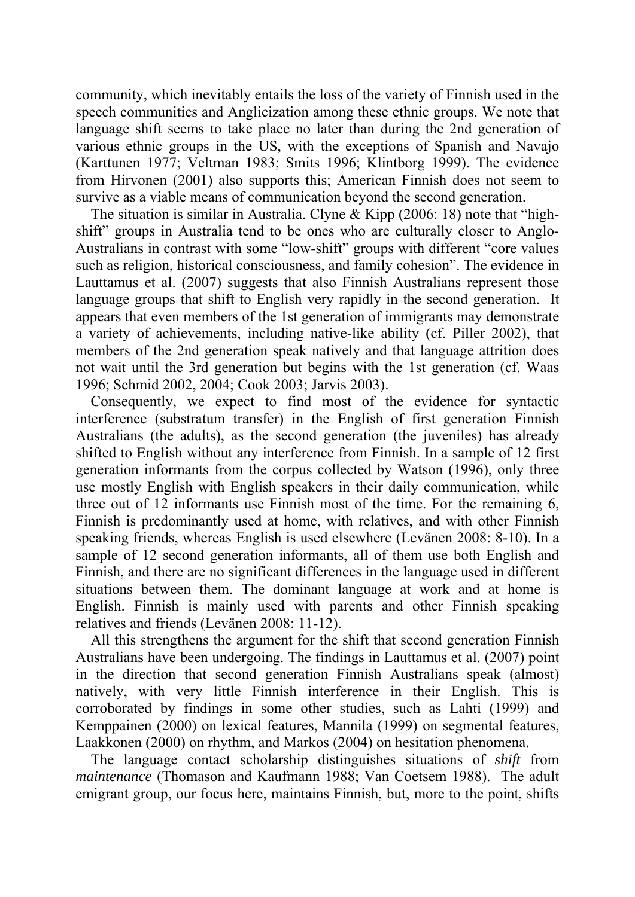community, which inevitably entails the loss of the variety of Finnish used in the speech communities and Anglicization among these ethnic groups. We note that language shift seems to take place no later than during the 2nd generation of various ethnic groups in the US, with the exceptions of Spanish and Navajo (Karttunen 1977; Veltman 1983; Smits 1996; Klintborg 1999). The evidence from Hirvonen (2001) also supports this; American Finnish does not seem to survive as a viable means of communication beyond the second generation.

The situation is similar in Australia. Clyne & Kipp (2006: 18) note that "high-shift" groups in Australia tend to be ones who are culturally closer to Anglo-Australians in contrast with some "low-shift" groups with different "core values such as religion, historical consciousness, and family cohesion". The evidence in Lauttamus et al. (2007) suggests that also Finnish Australians represent those language groups that shift to English very rapidly in the second generation. It appears that even members of the 1st generation of immigrants may demonstrate a variety of achievements, including native-like ability (cf. Piller 2002), that members of the 2nd generation speak natively and that language attrition does not wait until the 3rd generation but begins with the 1st generation (cf. Waas 1996; Schmid 2002, 2004; Cook 2003; Jarvis 2003).

Consequently, we expect to find most of the evidence for syntactic interference (substratum transfer) in the English of first generation Finnish Australians (the adults), as the second generation (the juveniles) has already shifted to English without any interference from Finnish. In a sample of 12 first generation informants from the corpus collected by Watson (1996), only three use mostly English with English speakers in their daily communication, while three out of 12 informants use Finnish most of the time. For the remaining 6, Finnish is predominantly used at home, with relatives, and with other Finnish speaking friends, whereas English is used elsewhere (Levänen 2008: 8-10). In a sample of 12 second generation informants, all of them use both English and Finnish, and there are no significant differences in the language used in different situations between them. The dominant language at work and at home is English. Finnish is mainly used with parents and other Finnish speaking relatives and friends (Levänen 2008: 11-12).

All this strengthens the argument for the shift that second generation Finnish Australians have been undergoing. The findings in Lauttamus et al. (2007) point in the direction that second generation Finnish Australians speak (almost) natively, with very little Finnish interference in their English. This is corroborated by findings in some other studies, such as Lahti (1999) and Kemppainen (2000) on lexical features, Mannila (1999) on segmental features, Laakkonen (2000) on rhythm, and Markos (2004) on hesitation phenomena.

The language contact scholarship distinguishes situations of *shift* from *maintenance* (Thomason and Kaufmann 1988; Van Coetsem 1988). The adult emigrant group, our focus here, maintains Finnish, but, more to the point, shifts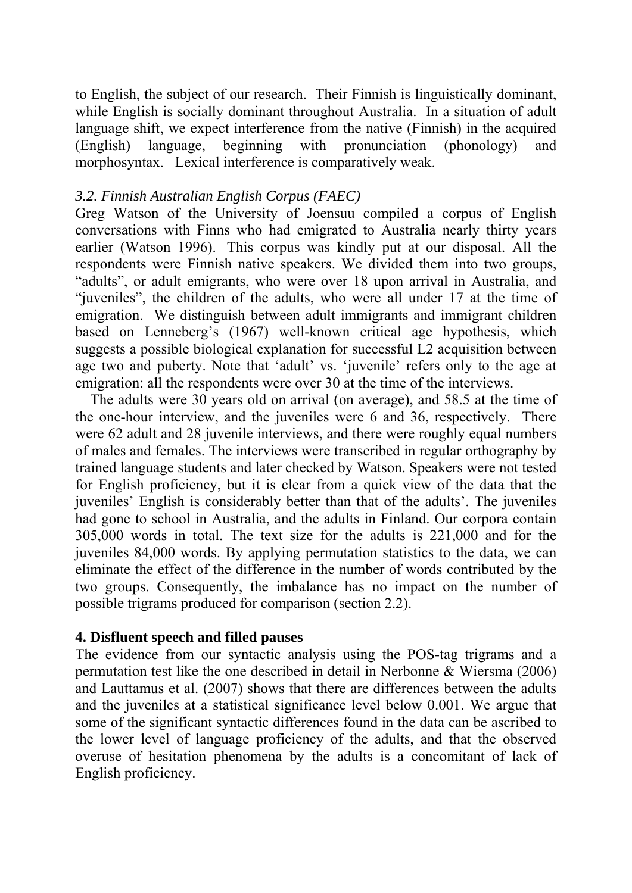to English, the subject of our research. Their Finnish is linguistically dominant, while English is socially dominant throughout Australia. In a situation of adult language shift, we expect interference from the native (Finnish) in the acquired (English) language, beginning with pronunciation (phonology) and morphosyntax. Lexical interference is comparatively weak.

### *3.2. Finnish Australian English Corpus (FAEC)*

Greg Watson of the University of Joensuu compiled a corpus of English conversations with Finns who had emigrated to Australia nearly thirty years earlier (Watson 1996). This corpus was kindly put at our disposal. All the respondents were Finnish native speakers. We divided them into two groups, "adults", or adult emigrants, who were over 18 upon arrival in Australia, and "juveniles", the children of the adults, who were all under 17 at the time of emigration. We distinguish between adult immigrants and immigrant children based on Lenneberg's (1967) well-known critical age hypothesis, which suggests a possible biological explanation for successful L2 acquisition between age two and puberty. Note that 'adult' vs. 'juvenile' refers only to the age at emigration: all the respondents were over 30 at the time of the interviews.

The adults were 30 years old on arrival (on average), and 58.5 at the time of the one-hour interview, and the juveniles were 6 and 36, respectively. There were 62 adult and 28 juvenile interviews, and there were roughly equal numbers of males and females. The interviews were transcribed in regular orthography by trained language students and later checked by Watson. Speakers were not tested for English proficiency, but it is clear from a quick view of the data that the juveniles' English is considerably better than that of the adults'. The juveniles had gone to school in Australia, and the adults in Finland. Our corpora contain 305,000 words in total. The text size for the adults is 221,000 and for the juveniles 84,000 words. By applying permutation statistics to the data, we can eliminate the effect of the difference in the number of words contributed by the two groups. Consequently, the imbalance has no impact on the number of possible trigrams produced for comparison (section 2.2).

## **4. Disfluent speech and filled pauses**

The evidence from our syntactic analysis using the POS-tag trigrams and a permutation test like the one described in detail in Nerbonne & Wiersma (2006) and Lauttamus et al. (2007) shows that there are differences between the adults and the juveniles at a statistical significance level below 0.001. We argue that some of the significant syntactic differences found in the data can be ascribed to the lower level of language proficiency of the adults, and that the observed overuse of hesitation phenomena by the adults is a concomitant of lack of English proficiency.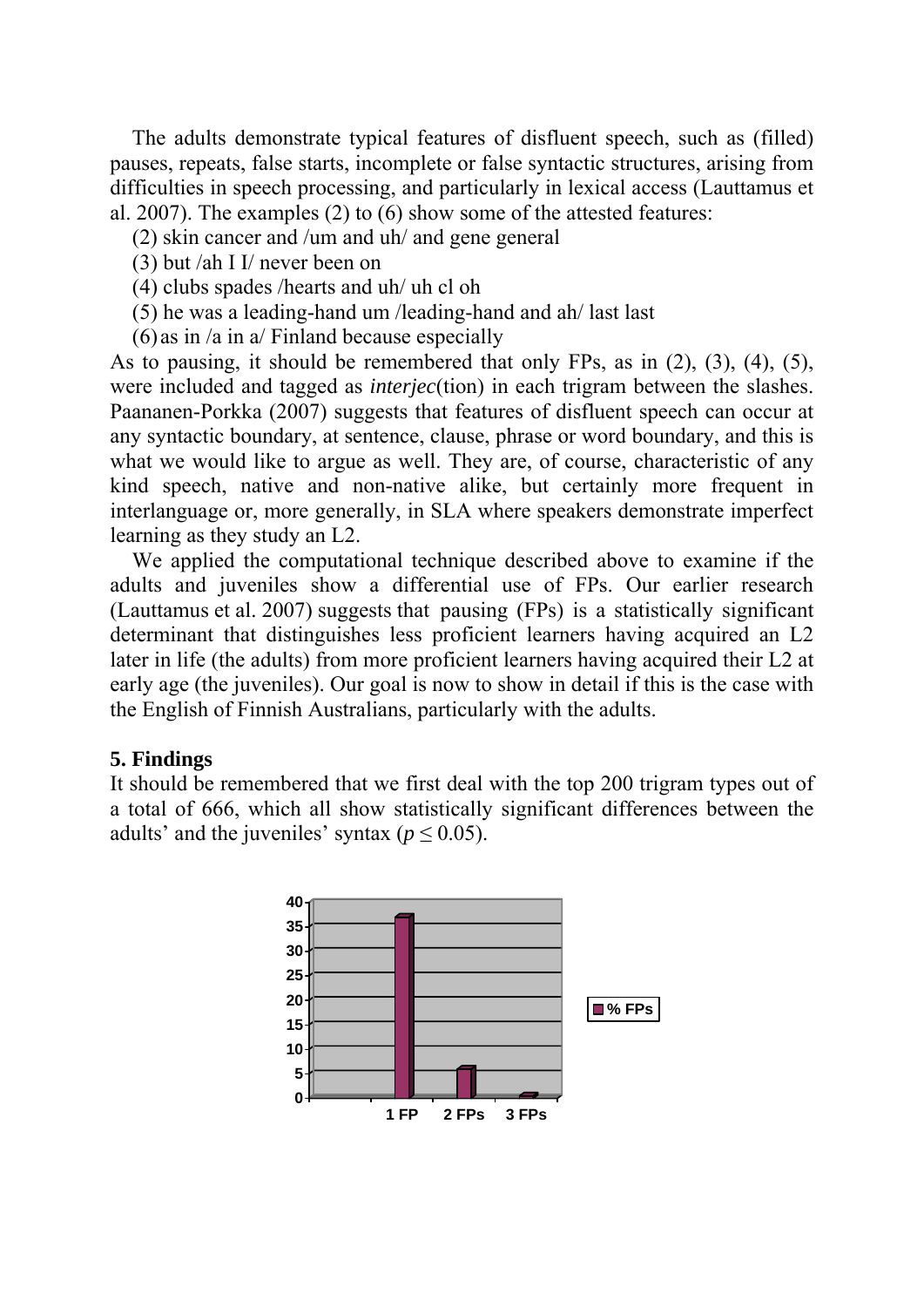The adults demonstrate typical features of disfluent speech, such as (filled) pauses, repeats, false starts, incomplete or false syntactic structures, arising from difficulties in speech processing, and particularly in lexical access (Lauttamus et al. 2007). The examples (2) to (6) show some of the attested features:

(2) skin cancer and /um and uh/ and gene general

(3) but /ah I I/ never been on

(4) clubs spades /hearts and uh/ uh cl oh

(5) he was a leading-hand um /leading-hand and ah/ last last

(6) as in /a in a/ Finland because especially

As to pausing, it should be remembered that only FPs, as in (2), (3), (4), (5), were included and tagged as *interjec*(tion) in each trigram between the slashes. Paananen-Porkka (2007) suggests that features of disfluent speech can occur at any syntactic boundary, at sentence, clause, phrase or word boundary, and this is what we would like to argue as well. They are, of course, characteristic of any kind speech, native and non-native alike, but certainly more frequent in interlanguage or, more generally, in SLA where speakers demonstrate imperfect learning as they study an L2.

We applied the computational technique described above to examine if the adults and juveniles show a differential use of FPs. Our earlier research (Lauttamus et al. 2007) suggests that pausing (FPs) is a statistically significant determinant that distinguishes less proficient learners having acquired an L2 later in life (the adults) from more proficient learners having acquired their L2 at early age (the juveniles). Our goal is now to show in detail if this is the case with the English of Finnish Australians, particularly with the adults.

## 5. Findings

It should be remembered that we first deal with the top 200 trigram types out of a total of 666, which all show statistically significant differences between the adults' and the juveniles' syntax ($p \leq 0.05$).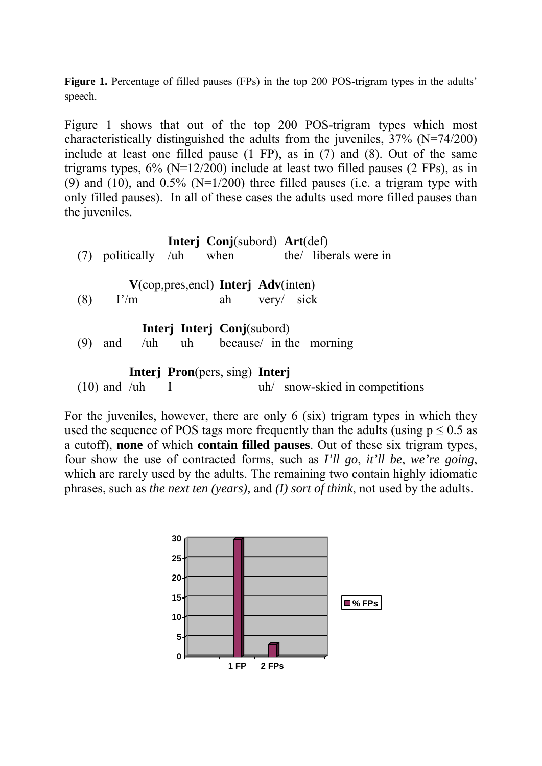**Figure 1.** Percentage of filled pauses (FPs) in the top 200 POS-trigram types in the adults' speech.

Figure 1 shows that out of the top 200 POS-trigram types which most characteristically distinguished the adults from the juveniles, 37% (N=74/200) include at least one filled pause (1 FP), as in (7) and (8). Out of the same trigrams types, 6% (N=12/200) include at least two filled pauses (2 FPs), as in (9) and (10), and 0.5% (N=1/200) three filled pauses (i.e. a trigram type with only filled pauses). In all of these cases the adults used more filled pauses than the juveniles.

```
                   Interj  Conj(subord)  Art(def)
(7)  politically   /uh     when          the/  liberals were in

          V(cop,pres,encl)  Interj  Adv(inten)
(8)   I'/m                  ah      very/   sick

            Interj  Interj  Conj(subord)
(9)  and    /uh     uh      because/  in the  morning

          Interj  Pron(pers, sing)  Interj
(10) and  /uh     I                 uh/  snow-skied in competitions
```

For the juveniles, however, there are only 6 (six) trigram types in which they used the sequence of POS tags more frequently than the adults (using $p \leq 0.5$ as a cutoff), **none** of which **contain filled pauses**. Out of these six trigram types, four show the use of contracted forms, such as *I'll go*, *it'll be*, *we're going*, which are rarely used by the adults. The remaining two contain highly idiomatic phrases, such as *the next ten (years),* and *(I) sort of think*, not used by the adults.

| | % FPs |
|---|---|
| 1 FP | 30 |
| 2 FPs | 3 |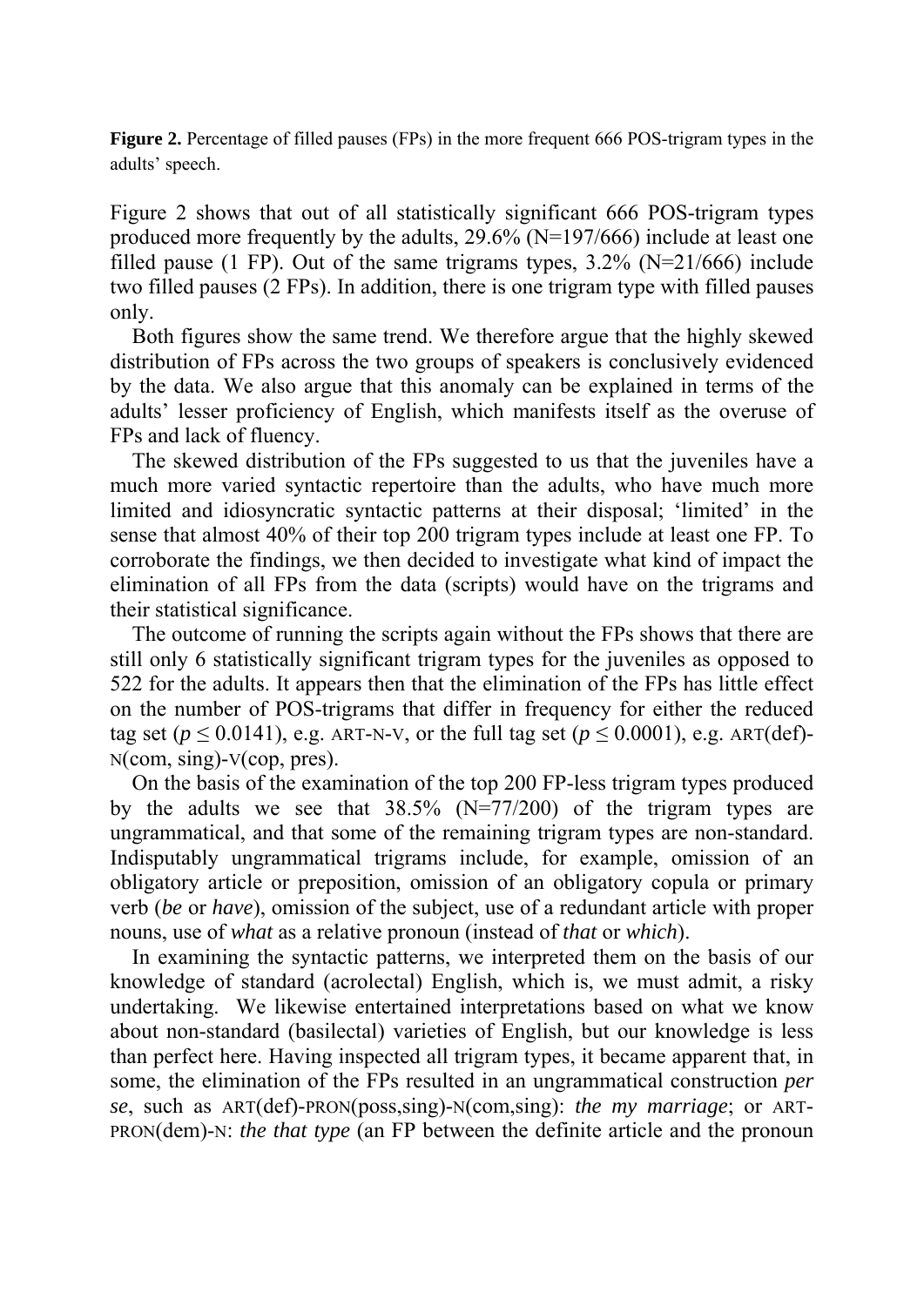**Figure 2.** Percentage of filled pauses (FPs) in the more frequent 666 POS-trigram types in the adults' speech.

Figure 2 shows that out of all statistically significant 666 POS-trigram types produced more frequently by the adults, 29.6% (N=197/666) include at least one filled pause (1 FP). Out of the same trigrams types, 3.2% (N=21/666) include two filled pauses (2 FPs). In addition, there is one trigram type with filled pauses only.

Both figures show the same trend. We therefore argue that the highly skewed distribution of FPs across the two groups of speakers is conclusively evidenced by the data. We also argue that this anomaly can be explained in terms of the adults' lesser proficiency of English, which manifests itself as the overuse of FPs and lack of fluency.

The skewed distribution of the FPs suggested to us that the juveniles have a much more varied syntactic repertoire than the adults, who have much more limited and idiosyncratic syntactic patterns at their disposal; 'limited' in the sense that almost 40% of their top 200 trigram types include at least one FP. To corroborate the findings, we then decided to investigate what kind of impact the elimination of all FPs from the data (scripts) would have on the trigrams and their statistical significance.

The outcome of running the scripts again without the FPs shows that there are still only 6 statistically significant trigram types for the juveniles as opposed to 522 for the adults. It appears then that the elimination of the FPs has little effect on the number of POS-trigrams that differ in frequency for either the reduced tag set ($p \leq 0.0141$), e.g. ART-N-V, or the full tag set ($p \leq 0.0001$), e.g. ART(def)-N(com, sing)-V(cop, pres).

On the basis of the examination of the top 200 FP-less trigram types produced by the adults we see that 38.5% (N=77/200) of the trigram types are ungrammatical, and that some of the remaining trigram types are non-standard. Indisputably ungrammatical trigrams include, for example, omission of an obligatory article or preposition, omission of an obligatory copula or primary verb (*be* or *have*), omission of the subject, use of a redundant article with proper nouns, use of *what* as a relative pronoun (instead of *that* or *which*).

In examining the syntactic patterns, we interpreted them on the basis of our knowledge of standard (acrolectal) English, which is, we must admit, a risky undertaking. We likewise entertained interpretations based on what we know about non-standard (basilectal) varieties of English, but our knowledge is less than perfect here. Having inspected all trigram types, it became apparent that, in some, the elimination of the FPs resulted in an ungrammatical construction *per se*, such as ART(def)-PRON(poss,sing)-N(com,sing): *the my marriage*; or ART-PRON(dem)-N: *the that type* (an FP between the definite article and the pronoun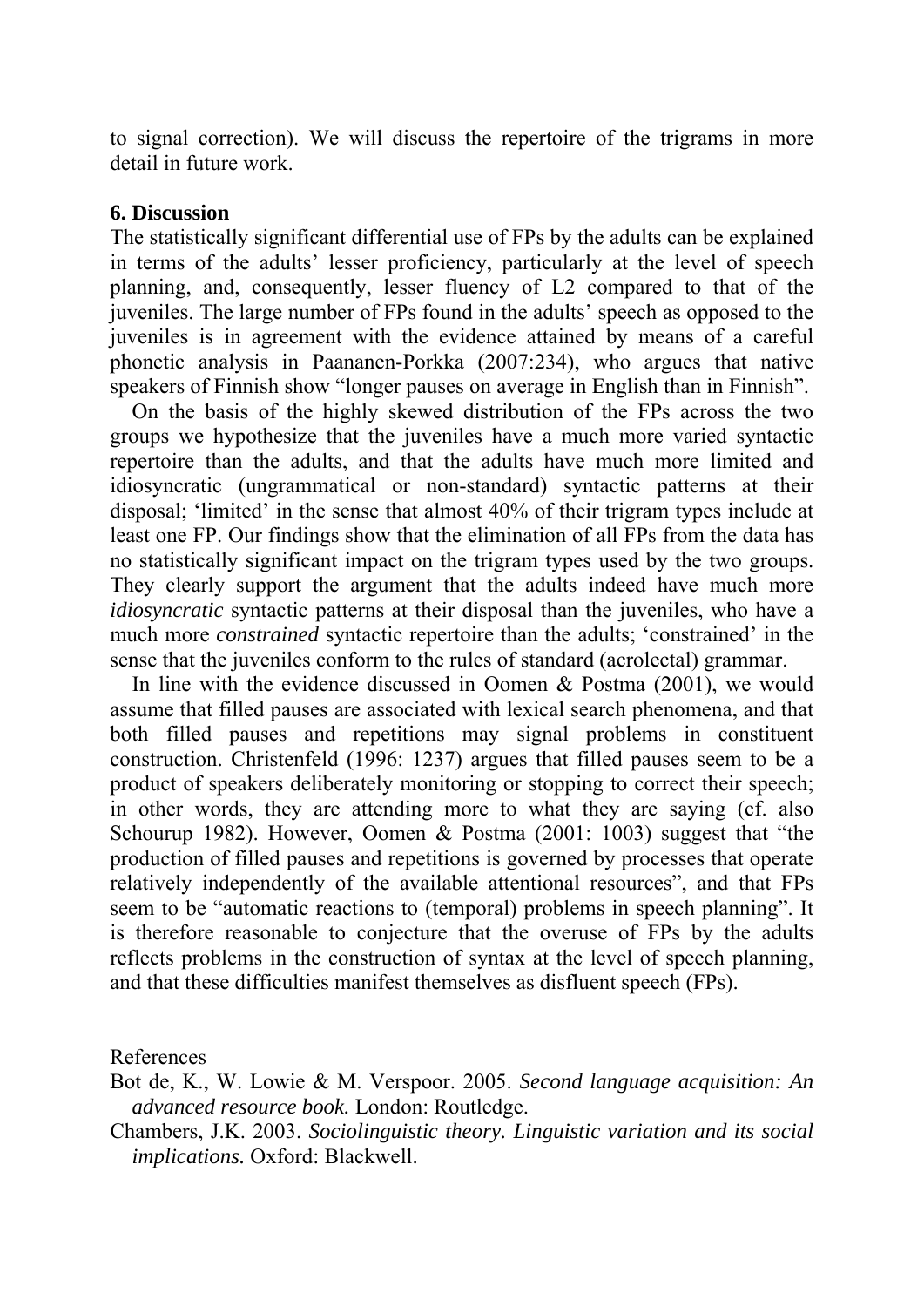to signal correction). We will discuss the repertoire of the trigrams in more detail in future work.

## 6. Discussion

The statistically significant differential use of FPs by the adults can be explained in terms of the adults' lesser proficiency, particularly at the level of speech planning, and, consequently, lesser fluency of L2 compared to that of the juveniles. The large number of FPs found in the adults' speech as opposed to the juveniles is in agreement with the evidence attained by means of a careful phonetic analysis in Paananen-Porkka (2007:234), who argues that native speakers of Finnish show "longer pauses on average in English than in Finnish".

On the basis of the highly skewed distribution of the FPs across the two groups we hypothesize that the juveniles have a much more varied syntactic repertoire than the adults, and that the adults have much more limited and idiosyncratic (ungrammatical or non-standard) syntactic patterns at their disposal; 'limited' in the sense that almost 40% of their trigram types include at least one FP. Our findings show that the elimination of all FPs from the data has no statistically significant impact on the trigram types used by the two groups. They clearly support the argument that the adults indeed have much more *idiosyncratic* syntactic patterns at their disposal than the juveniles, who have a much more *constrained* syntactic repertoire than the adults; 'constrained' in the sense that the juveniles conform to the rules of standard (acrolectal) grammar.

In line with the evidence discussed in Oomen & Postma (2001), we would assume that filled pauses are associated with lexical search phenomena, and that both filled pauses and repetitions may signal problems in constituent construction. Christenfeld (1996: 1237) argues that filled pauses seem to be a product of speakers deliberately monitoring or stopping to correct their speech; in other words, they are attending more to what they are saying (cf. also Schourup 1982). However, Oomen & Postma (2001: 1003) suggest that "the production of filled pauses and repetitions is governed by processes that operate relatively independently of the available attentional resources", and that FPs seem to be "automatic reactions to (temporal) problems in speech planning". It is therefore reasonable to conjecture that the overuse of FPs by the adults reflects problems in the construction of syntax at the level of speech planning, and that these difficulties manifest themselves as disfluent speech (FPs).

References

Bot de, K., W. Lowie & M. Verspoor. 2005. *Second language acquisition: An advanced resource book.* London: Routledge.

Chambers, J.K. 2003. *Sociolinguistic theory. Linguistic variation and its social implications.* Oxford: Blackwell.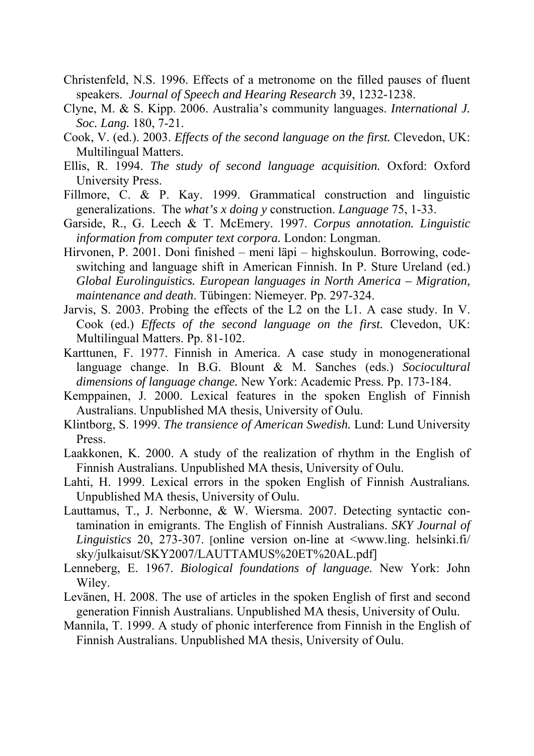Christenfeld, N.S. 1996. Effects of a metronome on the filled pauses of fluent speakers. *Journal of Speech and Hearing Research* 39, 1232-1238.

Clyne, M. & S. Kipp. 2006. Australia's community languages. *International J. Soc. Lang.* 180, 7-21.

Cook, V. (ed.). 2003. *Effects of the second language on the first.* Clevedon, UK: Multilingual Matters.

Ellis, R. 1994. *The study of second language acquisition.* Oxford: Oxford University Press.

Fillmore, C. & P. Kay. 1999. Grammatical construction and linguistic generalizations. The *what's x doing y* construction. *Language* 75, 1-33.

Garside, R., G. Leech & T. McEmery. 1997. *Corpus annotation. Linguistic information from computer text corpora.* London: Longman.

Hirvonen, P. 2001. Doni finished – meni läpi – highskoulun. Borrowing, code-switching and language shift in American Finnish. In P. Sture Ureland (ed.) *Global Eurolinguistics. European languages in North America – Migration, maintenance and death*. Tübingen: Niemeyer. Pp. 297-324.

Jarvis, S. 2003. Probing the effects of the L2 on the L1. A case study. In V. Cook (ed.) *Effects of the second language on the first.* Clevedon, UK: Multilingual Matters. Pp. 81-102.

Karttunen, F. 1977. Finnish in America. A case study in monogenerational language change. In B.G. Blount & M. Sanches (eds.) *Sociocultural dimensions of language change.* New York: Academic Press. Pp. 173-184.

Kemppainen, J. 2000. Lexical features in the spoken English of Finnish Australians. Unpublished MA thesis, University of Oulu.

Klintborg, S. 1999. *The transience of American Swedish.* Lund: Lund University Press.

Laakkonen, K. 2000. A study of the realization of rhythm in the English of Finnish Australians. Unpublished MA thesis, University of Oulu.

Lahti, H. 1999. Lexical errors in the spoken English of Finnish Australians. Unpublished MA thesis, University of Oulu.

Lauttamus, T., J. Nerbonne, & W. Wiersma. 2007. Detecting syntactic contamination in emigrants. The English of Finnish Australians. *SKY Journal of Linguistics* 20, 273-307. [online version on-line at <www.ling. helsinki.fi/ sky/julkaisut/SKY2007/LAUTTAMUS%20ET%20AL.pdf]

Lenneberg, E. 1967. *Biological foundations of language.* New York: John Wiley.

Levänen, H. 2008. The use of articles in the spoken English of first and second generation Finnish Australians. Unpublished MA thesis, University of Oulu.

Mannila, T. 1999. A study of phonic interference from Finnish in the English of Finnish Australians. Unpublished MA thesis, University of Oulu.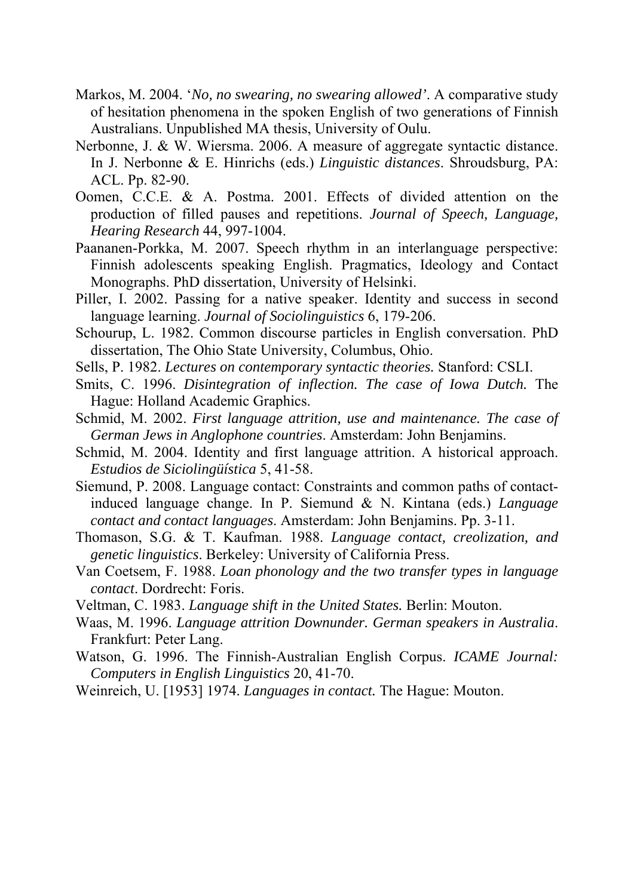Markos, M. 2004. '*No, no swearing, no swearing allowed'*. A comparative study of hesitation phenomena in the spoken English of two generations of Finnish Australians. Unpublished MA thesis, University of Oulu.

Nerbonne, J. & W. Wiersma. 2006. A measure of aggregate syntactic distance. In J. Nerbonne & E. Hinrichs (eds.) *Linguistic distances*. Shroudsburg, PA: ACL. Pp. 82-90.

Oomen, C.C.E. & A. Postma. 2001. Effects of divided attention on the production of filled pauses and repetitions. *Journal of Speech, Language, Hearing Research* 44, 997-1004.

Paananen-Porkka, M. 2007. Speech rhythm in an interlanguage perspective: Finnish adolescents speaking English. Pragmatics, Ideology and Contact Monographs. PhD dissertation, University of Helsinki.

Piller, I. 2002. Passing for a native speaker. Identity and success in second language learning. *Journal of Sociolinguistics* 6, 179-206.

Schourup, L. 1982. Common discourse particles in English conversation. PhD dissertation, The Ohio State University, Columbus, Ohio.

Sells, P. 1982. *Lectures on contemporary syntactic theories.* Stanford: CSLI.

Smits, C. 1996. *Disintegration of inflection. The case of Iowa Dutch.* The Hague: Holland Academic Graphics.

Schmid, M. 2002. *First language attrition, use and maintenance. The case of German Jews in Anglophone countries*. Amsterdam: John Benjamins.

Schmid, M. 2004. Identity and first language attrition. A historical approach. *Estudios de Siciolingüística* 5, 41-58.

Siemund, P. 2008. Language contact: Constraints and common paths of contact-induced language change. In P. Siemund & N. Kintana (eds.) *Language contact and contact languages*. Amsterdam: John Benjamins. Pp. 3-11.

Thomason, S.G. & T. Kaufman. 1988. *Language contact, creolization, and genetic linguistics*. Berkeley: University of California Press.

Van Coetsem, F. 1988. *Loan phonology and the two transfer types in language contact*. Dordrecht: Foris.

Veltman, C. 1983. *Language shift in the United States.* Berlin: Mouton.

Waas, M. 1996. *Language attrition Downunder. German speakers in Australia*. Frankfurt: Peter Lang.

Watson, G. 1996. The Finnish-Australian English Corpus. *ICAME Journal: Computers in English Linguistics* 20, 41-70.

Weinreich, U. [1953] 1974. *Languages in contact.* The Hague: Mouton.